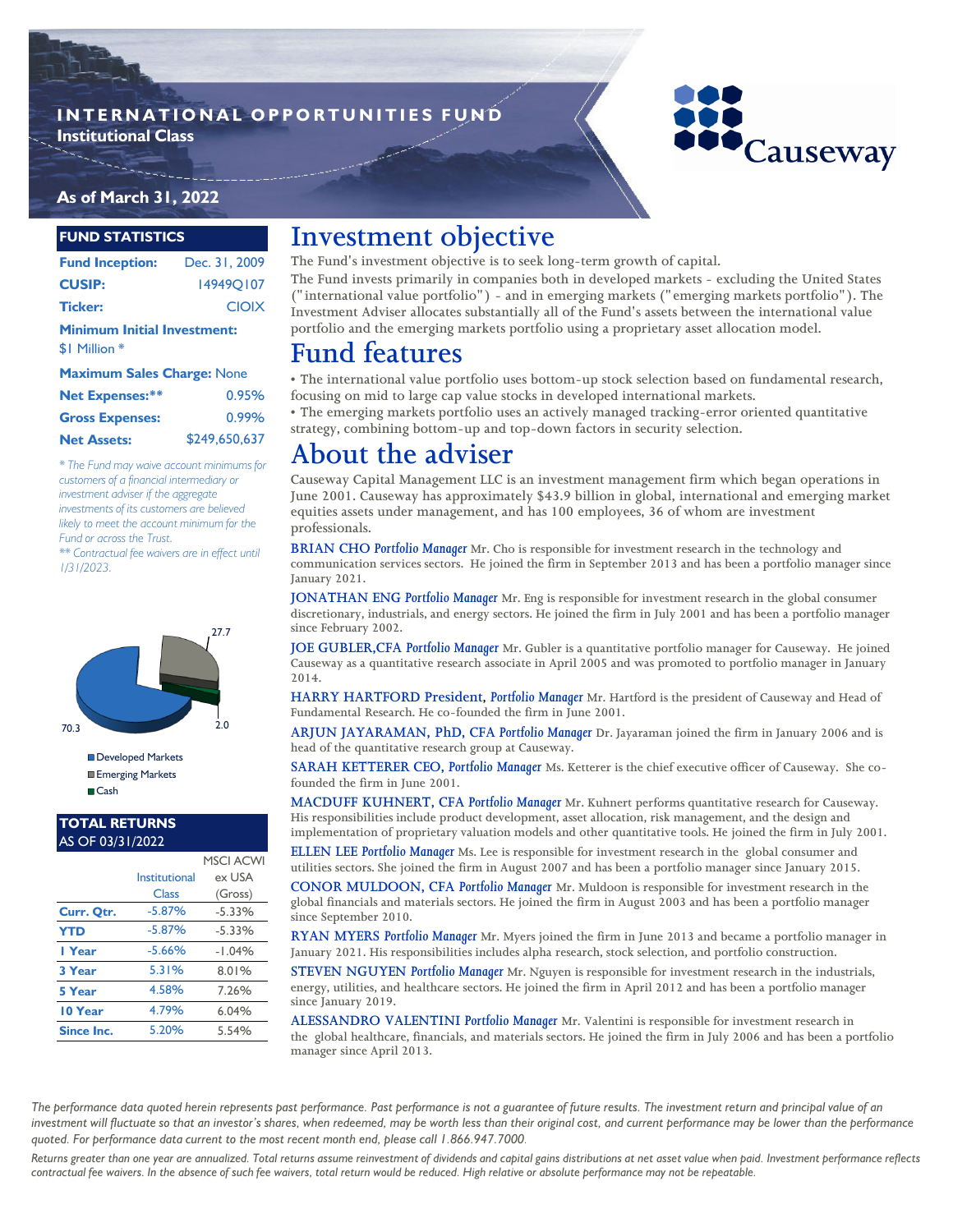# INTERNATIONAL OPPORTUNITIES FUND

**Institutional Class**

Causeway

**As of March 31, 2022**

## FUND STATISTICS

| | |
|---|---|
| **Fund Inception:** | Dec. 31, 2009 |
| **CUSIP:** | 14949Q107 |
| **Ticker:** | CIOIX |

**Minimum Initial Investment:**
$1 Million *

**Maximum Sales Charge:** None

| | |
|---|---|
| **Net Expenses:**** | 0.95% |
| **Gross Expenses:** | 0.99% |
| **Net Assets:** | $249,650,637 |

*\* The Fund may waive account minimums for customers of a financial intermediary or investment adviser if the aggregate investments of its customers are believed likely to meet the account minimum for the Fund or across the Trust.*
*\*\* Contractual fee waivers are in effect until 1/31/2023.*

| Allocation | % |
|---|---|
| Developed Markets | 70.3 |
| Emerging Markets | 27.7 |
| Cash | 2.0 |

## TOTAL RETURNS AS OF 03/31/2022

| | Institutional Class | MSCI ACWI ex USA (Gross) |
|---|---|---|
| **Curr. Qtr.** | -5.87% | -5.33% |
| **YTD** | -5.87% | -5.33% |
| **1 Year** | -5.66% | -1.04% |
| **3 Year** | 5.31% | 8.01% |
| **5 Year** | 4.58% | 7.26% |
| **10 Year** | 4.79% | 6.04% |
| **Since Inc.** | 5.20% | 5.54% |

# Investment objective

The Fund's investment objective is to seek long-term growth of capital.

The Fund invests primarily in companies both in developed markets - excluding the United States ("international value portfolio") - and in emerging markets ("emerging markets portfolio"). The Investment Adviser allocates substantially all of the Fund's assets between the international value portfolio and the emerging markets portfolio using a proprietary asset allocation model.

# Fund features

- The international value portfolio uses bottom-up stock selection based on fundamental research, focusing on mid to large cap value stocks in developed international markets.
- The emerging markets portfolio uses an actively managed tracking-error oriented quantitative strategy, combining bottom-up and top-down factors in security selection.

# About the adviser

Causeway Capital Management LLC is an investment management firm which began operations in June 2001. Causeway has approximately $43.9 billion in global, international and emerging market equities assets under management, and has 100 employees, 36 of whom are investment professionals.

**BRIAN CHO** *Portfolio Manager* Mr. Cho is responsible for investment research in the technology and communication services sectors. He joined the firm in September 2013 and has been a portfolio manager since January 2021.

**JONATHAN ENG** *Portfolio Manager* Mr. Eng is responsible for investment research in the global consumer discretionary, industrials, and energy sectors. He joined the firm in July 2001 and has been a portfolio manager since February 2002.

**JOE GUBLER,CFA** *Portfolio Manager* Mr. Gubler is a quantitative portfolio manager for Causeway. He joined Causeway as a quantitative research associate in April 2005 and was promoted to portfolio manager in January 2014.

**HARRY HARTFORD President,** *Portfolio Manager* Mr. Hartford is the president of Causeway and Head of Fundamental Research. He co-founded the firm in June 2001.

**ARJUN JAYARAMAN, PhD, CFA** *Portfolio Manager* Dr. Jayaraman joined the firm in January 2006 and is head of the quantitative research group at Causeway.

**SARAH KETTERER CEO,** *Portfolio Manager* Ms. Ketterer is the chief executive officer of Causeway. She co-founded the firm in June 2001.

**MACDUFF KUHNERT, CFA** *Portfolio Manager* Mr. Kuhnert performs quantitative research for Causeway. His responsibilities include product development, asset allocation, risk management, and the design and implementation of proprietary valuation models and other quantitative tools. He joined the firm in July 2001.

**ELLEN LEE** *Portfolio Manager* Ms. Lee is responsible for investment research in the global consumer and utilities sectors. She joined the firm in August 2007 and has been a portfolio manager since January 2015.

**CONOR MULDOON, CFA** *Portfolio Manager* Mr. Muldoon is responsible for investment research in the global financials and materials sectors. He joined the firm in August 2003 and has been a portfolio manager since September 2010.

**RYAN MYERS** *Portfolio Manager* Mr. Myers joined the firm in June 2013 and became a portfolio manager in January 2021. His responsibilities includes alpha research, stock selection, and portfolio construction.

**STEVEN NGUYEN** *Portfolio Manager* Mr. Nguyen is responsible for investment research in the industrials, energy, utilities, and healthcare sectors. He joined the firm in April 2012 and has been a portfolio manager since January 2019.

**ALESSANDRO VALENTINI** *Portfolio Manager* Mr. Valentini is responsible for investment research in the global healthcare, financials, and materials sectors. He joined the firm in July 2006 and has been a portfolio manager since April 2013.

*The performance data quoted herein represents past performance. Past performance is not a guarantee of future results. The investment return and principal value of an investment will fluctuate so that an investor's shares, when redeemed, may be worth less than their original cost, and current performance may be lower than the performance quoted. For performance data current to the most recent month end, please call 1.866.947.7000.*

*Returns greater than one year are annualized. Total returns assume reinvestment of dividends and capital gains distributions at net asset value when paid. Investment performance reflects contractual fee waivers. In the absence of such fee waivers, total return would be reduced. High relative or absolute performance may not be repeatable.*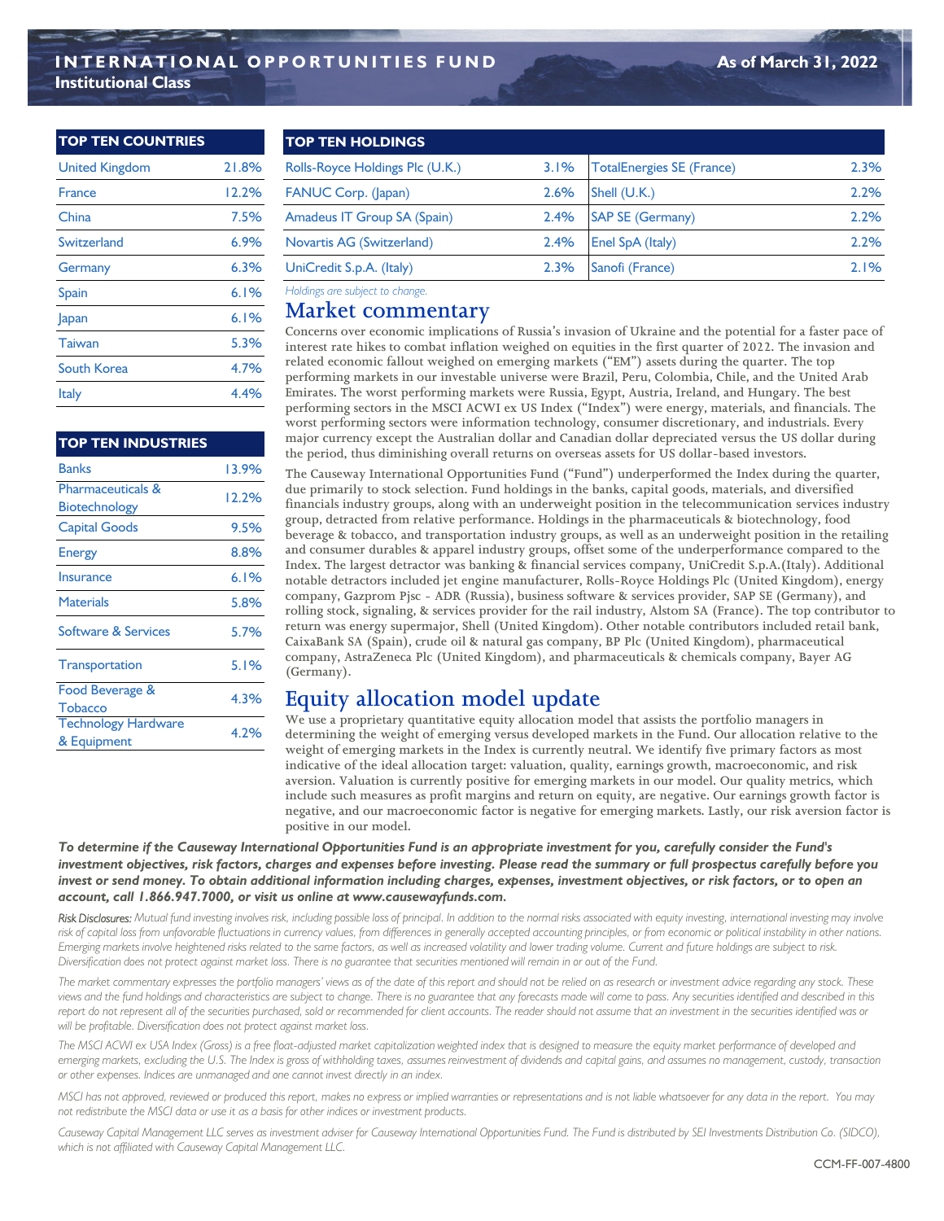# INTERNATIONAL OPPORTUNITIES FUND

**Institutional Class**

**As of March 31, 2022**

## TOP TEN COUNTRIES

| | |
|---|---|
| United Kingdom | 21.8% |
| France | 12.2% |
| China | 7.5% |
| Switzerland | 6.9% |
| Germany | 6.3% |
| Spain | 6.1% |
| Japan | 6.1% |
| Taiwan | 5.3% |
| South Korea | 4.7% |
| Italy | 4.4% |

## TOP TEN INDUSTRIES

| | |
|---|---|
| Banks | 13.9% |
| Pharmaceuticals & Biotechnology | 12.2% |
| Capital Goods | 9.5% |
| Energy | 8.8% |
| Insurance | 6.1% |
| Materials | 5.8% |
| Software & Services | 5.7% |
| Transportation | 5.1% |
| Food Beverage & Tobacco | 4.3% |
| Technology Hardware & Equipment | 4.2% |

## TOP TEN HOLDINGS

| | | | |
|---|---|---|---|
| Rolls-Royce Holdings Plc (U.K.) | 3.1% | TotalEnergies SE (France) | 2.3% |
| FANUC Corp. (Japan) | 2.6% | Shell (U.K.) | 2.2% |
| Amadeus IT Group SA (Spain) | 2.4% | SAP SE (Germany) | 2.2% |
| Novartis AG (Switzerland) | 2.4% | Enel SpA (Italy) | 2.2% |
| UniCredit S.p.A. (Italy) | 2.3% | Sanofi (France) | 2.1% |

*Holdings are subject to change.*

## Market commentary

Concerns over economic implications of Russia's invasion of Ukraine and the potential for a faster pace of interest rate hikes to combat inflation weighed on equities in the first quarter of 2022. The invasion and related economic fallout weighed on emerging markets ("EM") assets during the quarter. The top performing markets in our investable universe were Brazil, Peru, Colombia, Chile, and the United Arab Emirates. The worst performing markets were Russia, Egypt, Austria, Ireland, and Hungary. The best performing sectors in the MSCI ACWI ex US Index ("Index") were energy, materials, and financials. The worst performing sectors were information technology, consumer discretionary, and industrials. Every major currency except the Australian dollar and Canadian dollar depreciated versus the US dollar during the period, thus diminishing overall returns on overseas assets for US dollar-based investors.

The Causeway International Opportunities Fund ("Fund") underperformed the Index during the quarter, due primarily to stock selection. Fund holdings in the banks, capital goods, materials, and diversified financials industry groups, along with an underweight position in the telecommunication services industry group, detracted from relative performance. Holdings in the pharmaceuticals & biotechnology, food beverage & tobacco, and transportation industry groups, as well as an underweight position in the retailing and consumer durables & apparel industry groups, offset some of the underperformance compared to the Index. The largest detractor was banking & financial services company, UniCredit S.p.A.(Italy). Additional notable detractors included jet engine manufacturer, Rolls-Royce Holdings Plc (United Kingdom), energy company, Gazprom Pjsc - ADR (Russia), business software & services provider, SAP SE (Germany), and rolling stock, signaling, & services provider for the rail industry, Alstom SA (France). The top contributor to return was energy supermajor, Shell (United Kingdom). Other notable contributors included retail bank, CaixaBank SA (Spain), crude oil & natural gas company, BP Plc (United Kingdom), pharmaceutical company, AstraZeneca Plc (United Kingdom), and pharmaceuticals & chemicals company, Bayer AG (Germany).

## Equity allocation model update

We use a proprietary quantitative equity allocation model that assists the portfolio managers in determining the weight of emerging versus developed markets in the Fund. Our allocation relative to the weight of emerging markets in the Index is currently neutral. We identify five primary factors as most indicative of the ideal allocation target: valuation, quality, earnings growth, macroeconomic, and risk aversion. Valuation is currently positive for emerging markets in our model. Our quality metrics, which include such measures as profit margins and return on equity, are negative. Our earnings growth factor is negative, and our macroeconomic factor is negative for emerging markets. Lastly, our risk aversion factor is positive in our model.

***To determine if the Causeway International Opportunities Fund is an appropriate investment for you, carefully consider the Fund's investment objectives, risk factors, charges and expenses before investing. Please read the summary or full prospectus carefully before you invest or send money. To obtain additional information including charges, expenses, investment objectives, or risk factors, or to open an account, call 1.866.947.7000, or visit us online at www.causewayfunds.com.***

*Risk Disclosures: Mutual fund investing involves risk, including possible loss of principal. In addition to the normal risks associated with equity investing, international investing may involve risk of capital loss from unfavorable fluctuations in currency values, from differences in generally accepted accounting principles, or from economic or political instability in other nations. Emerging markets involve heightened risks related to the same factors, as well as increased volatility and lower trading volume. Current and future holdings are subject to risk. Diversification does not protect against market loss. There is no guarantee that securities mentioned will remain in or out of the Fund.*

*The market commentary expresses the portfolio managers' views as of the date of this report and should not be relied on as research or investment advice regarding any stock. These views and the fund holdings and characteristics are subject to change. There is no guarantee that any forecasts made will come to pass. Any securities identified and described in this report do not represent all of the securities purchased, sold or recommended for client accounts. The reader should not assume that an investment in the securities identified was or will be profitable. Diversification does not protect against market loss.*

*The MSCI ACWI ex USA Index (Gross) is a free float-adjusted market capitalization weighted index that is designed to measure the equity market performance of developed and emerging markets, excluding the U.S. The Index is gross of withholding taxes, assumes reinvestment of dividends and capital gains, and assumes no management, custody, transaction or other expenses. Indices are unmanaged and one cannot invest directly in an index.*

*MSCI has not approved, reviewed or produced this report, makes no express or implied warranties or representations and is not liable whatsoever for any data in the report. You may not redistribute the MSCI data or use it as a basis for other indices or investment products.*

*Causeway Capital Management LLC serves as investment adviser for Causeway International Opportunities Fund. The Fund is distributed by SEI Investments Distribution Co. (SIDCO), which is not affiliated with Causeway Capital Management LLC.*

CCM-FF-007-4800